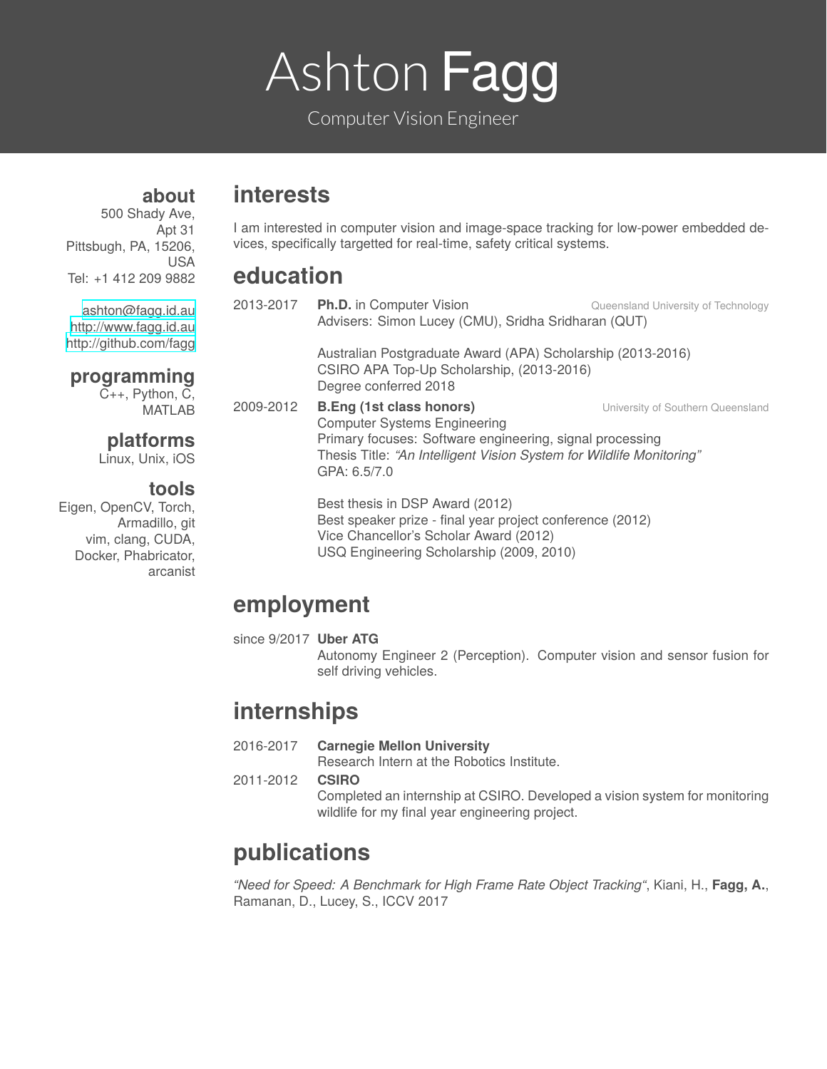# Ashton **Fagg**

Computer Vision Engineer

## about

500 Shady Ave,
Apt 31
Pittsbugh, PA, 15206,
USA
Tel: +1 412 209 9882

ashton@fagg.id.au
http://www.fagg.id.au
http://github.com/fagg

## programming

C++, Python, C,
MATLAB

## platforms

Linux, Unix, iOS

## tools

Eigen, OpenCV, Torch,
Armadillo, git
vim, clang, CUDA,
Docker, Phabricator,
arcanist

## interests

I am interested in computer vision and image-space tracking for low-power embedded devices, specifically targetted for real-time, safety critical systems.

## education

2013-2017 **Ph.D.** in Computer Vision — Queensland University of Technology
Advisers: Simon Lucey (CMU), Sridha Sridharan (QUT)

Australian Postgraduate Award (APA) Scholarship (2013-2016)
CSIRO APA Top-Up Scholarship, (2013-2016)
Degree conferred 2018

2009-2012 **B.Eng (1st class honors)** — University of Southern Queensland
Computer Systems Engineering
Primary focuses: Software engineering, signal processing
Thesis Title: *"An Intelligent Vision System for Wildlife Monitoring"*
GPA: 6.5/7.0

Best thesis in DSP Award (2012)
Best speaker prize - final year project conference (2012)
Vice Chancellor's Scholar Award (2012)
USQ Engineering Scholarship (2009, 2010)

## employment

since 9/2017 **Uber ATG**
Autonomy Engineer 2 (Perception). Computer vision and sensor fusion for self driving vehicles.

## internships

2016-2017 **Carnegie Mellon University**
Research Intern at the Robotics Institute.

2011-2012 **CSIRO**
Completed an internship at CSIRO. Developed a vision system for monitoring wildlife for my final year engineering project.

## publications

*"Need for Speed: A Benchmark for High Frame Rate Object Tracking"*, Kiani, H., **Fagg, A.**, Ramanan, D., Lucey, S., ICCV 2017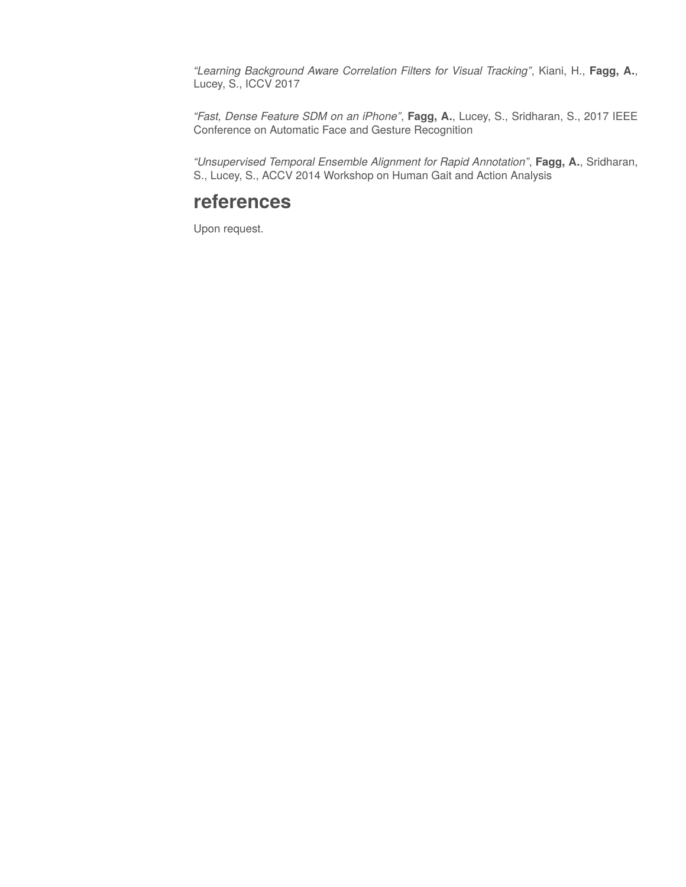*"Learning Background Aware Correlation Filters for Visual Tracking"*, Kiani, H., **Fagg, A.**, Lucey, S., ICCV 2017

*"Fast, Dense Feature SDM on an iPhone"*, **Fagg, A.**, Lucey, S., Sridharan, S., 2017 IEEE Conference on Automatic Face and Gesture Recognition

*"Unsupervised Temporal Ensemble Alignment for Rapid Annotation"*, **Fagg, A.**, Sridharan, S., Lucey, S., ACCV 2014 Workshop on Human Gait and Action Analysis

## references

Upon request.